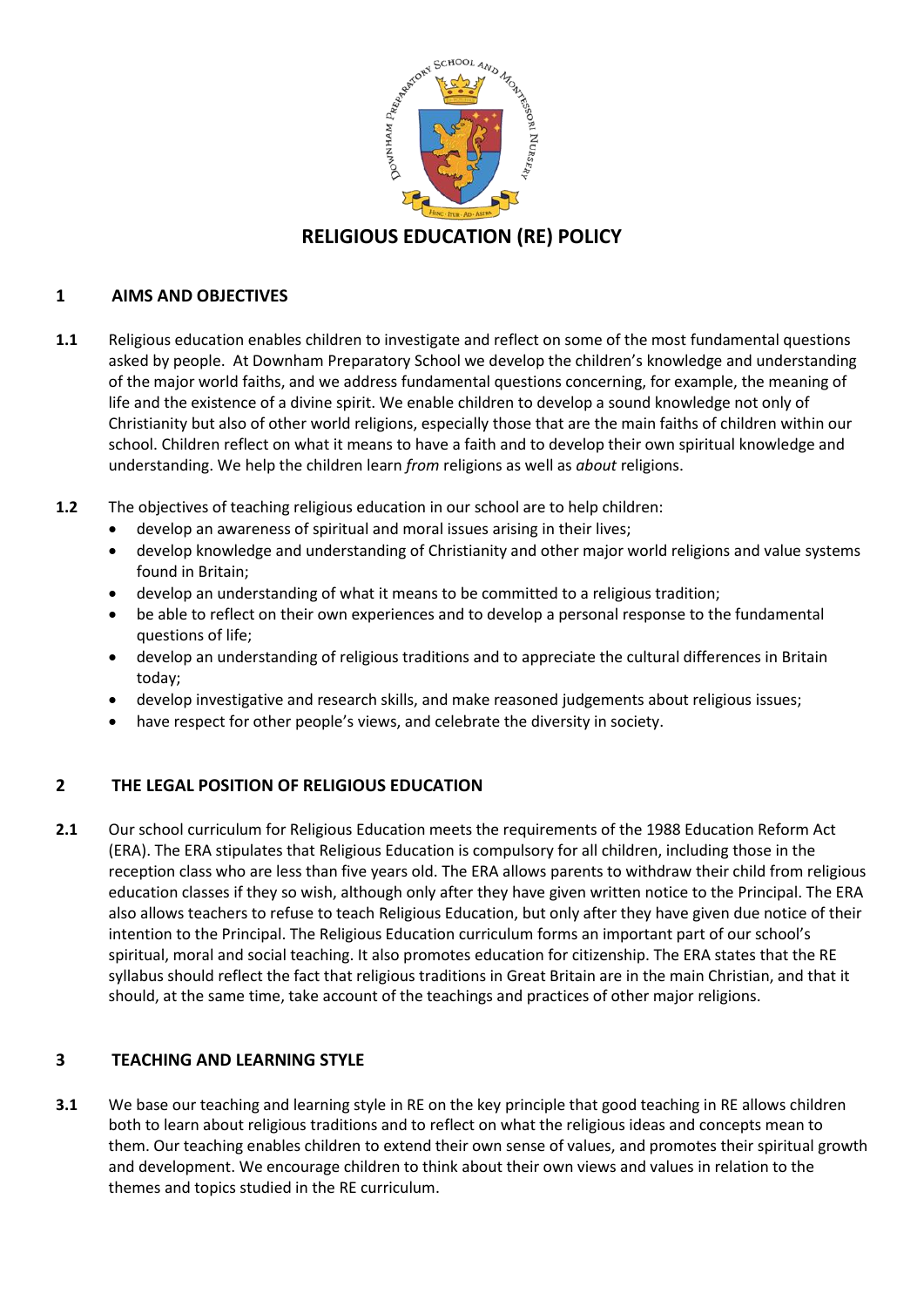# RELIGIOUS EDUCATION (RE) POLICY

## 1 AIMS AND OBJECTIVES

**1.1** Religious education enables children to investigate and reflect on some of the most fundamental questions asked by people. At Downham Preparatory School we develop the children's knowledge and understanding of the major world faiths, and we address fundamental questions concerning, for example, the meaning of life and the existence of a divine spirit. We enable children to develop a sound knowledge not only of Christianity but also of other world religions, especially those that are the main faiths of children within our school. Children reflect on what it means to have a faith and to develop their own spiritual knowledge and understanding. We help the children learn *from* religions as well as *about* religions.

**1.2** The objectives of teaching religious education in our school are to help children:

- develop an awareness of spiritual and moral issues arising in their lives;
- develop knowledge and understanding of Christianity and other major world religions and value systems found in Britain;
- develop an understanding of what it means to be committed to a religious tradition;
- be able to reflect on their own experiences and to develop a personal response to the fundamental questions of life;
- develop an understanding of religious traditions and to appreciate the cultural differences in Britain today;
- develop investigative and research skills, and make reasoned judgements about religious issues;
- have respect for other people's views, and celebrate the diversity in society.

## 2 THE LEGAL POSITION OF RELIGIOUS EDUCATION

**2.1** Our school curriculum for Religious Education meets the requirements of the 1988 Education Reform Act (ERA). The ERA stipulates that Religious Education is compulsory for all children, including those in the reception class who are less than five years old. The ERA allows parents to withdraw their child from religious education classes if they so wish, although only after they have given written notice to the Principal. The ERA also allows teachers to refuse to teach Religious Education, but only after they have given due notice of their intention to the Principal. The Religious Education curriculum forms an important part of our school's spiritual, moral and social teaching. It also promotes education for citizenship. The ERA states that the RE syllabus should reflect the fact that religious traditions in Great Britain are in the main Christian, and that it should, at the same time, take account of the teachings and practices of other major religions.

## 3 TEACHING AND LEARNING STYLE

**3.1** We base our teaching and learning style in RE on the key principle that good teaching in RE allows children both to learn about religious traditions and to reflect on what the religious ideas and concepts mean to them. Our teaching enables children to extend their own sense of values, and promotes their spiritual growth and development. We encourage children to think about their own views and values in relation to the themes and topics studied in the RE curriculum.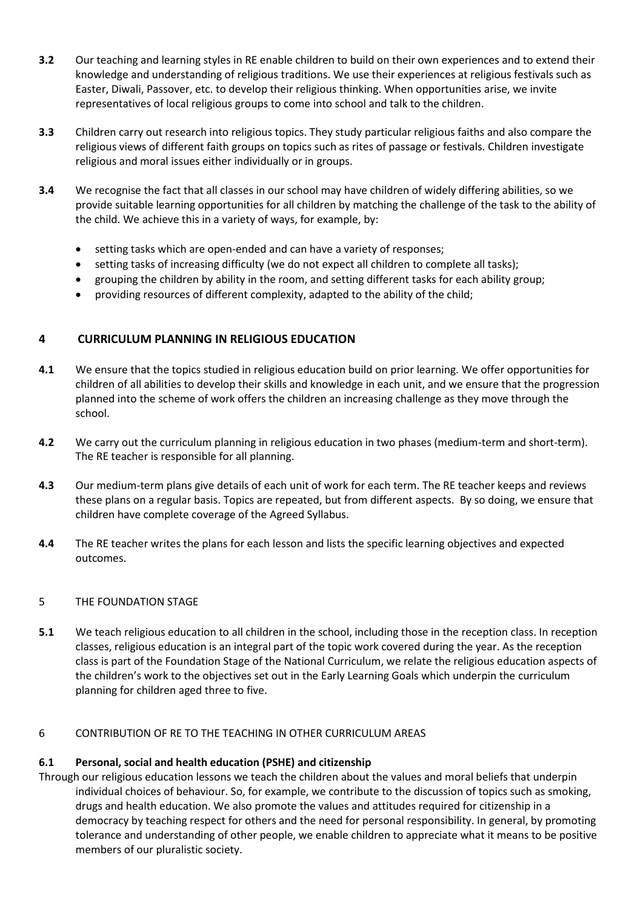**3.2** Our teaching and learning styles in RE enable children to build on their own experiences and to extend their knowledge and understanding of religious traditions. We use their experiences at religious festivals such as Easter, Diwali, Passover, etc. to develop their religious thinking. When opportunities arise, we invite representatives of local religious groups to come into school and talk to the children.

**3.3** Children carry out research into religious topics. They study particular religious faiths and also compare the religious views of different faith groups on topics such as rites of passage or festivals. Children investigate religious and moral issues either individually or in groups.

**3.4** We recognise the fact that all classes in our school may have children of widely differing abilities, so we provide suitable learning opportunities for all children by matching the challenge of the task to the ability of the child. We achieve this in a variety of ways, for example, by:

- setting tasks which are open-ended and can have a variety of responses;
- setting tasks of increasing difficulty (we do not expect all children to complete all tasks);
- grouping the children by ability in the room, and setting different tasks for each ability group;
- providing resources of different complexity, adapted to the ability of the child;

## 4 CURRICULUM PLANNING IN RELIGIOUS EDUCATION

**4.1** We ensure that the topics studied in religious education build on prior learning. We offer opportunities for children of all abilities to develop their skills and knowledge in each unit, and we ensure that the progression planned into the scheme of work offers the children an increasing challenge as they move through the school.

**4.2** We carry out the curriculum planning in religious education in two phases (medium-term and short-term). The RE teacher is responsible for all planning.

**4.3** Our medium-term plans give details of each unit of work for each term. The RE teacher keeps and reviews these plans on a regular basis. Topics are repeated, but from different aspects. By so doing, we ensure that children have complete coverage of the Agreed Syllabus.

**4.4** The RE teacher writes the plans for each lesson and lists the specific learning objectives and expected outcomes.

## 5 THE FOUNDATION STAGE

**5.1** We teach religious education to all children in the school, including those in the reception class. In reception classes, religious education is an integral part of the topic work covered during the year. As the reception class is part of the Foundation Stage of the National Curriculum, we relate the religious education aspects of the children's work to the objectives set out in the Early Learning Goals which underpin the curriculum planning for children aged three to five.

## 6 CONTRIBUTION OF RE TO THE TEACHING IN OTHER CURRICULUM AREAS

**6.1 Personal, social and health education (PSHE) and citizenship**

Through our religious education lessons we teach the children about the values and moral beliefs that underpin individual choices of behaviour. So, for example, we contribute to the discussion of topics such as smoking, drugs and health education. We also promote the values and attitudes required for citizenship in a democracy by teaching respect for others and the need for personal responsibility. In general, by promoting tolerance and understanding of other people, we enable children to appreciate what it means to be positive members of our pluralistic society.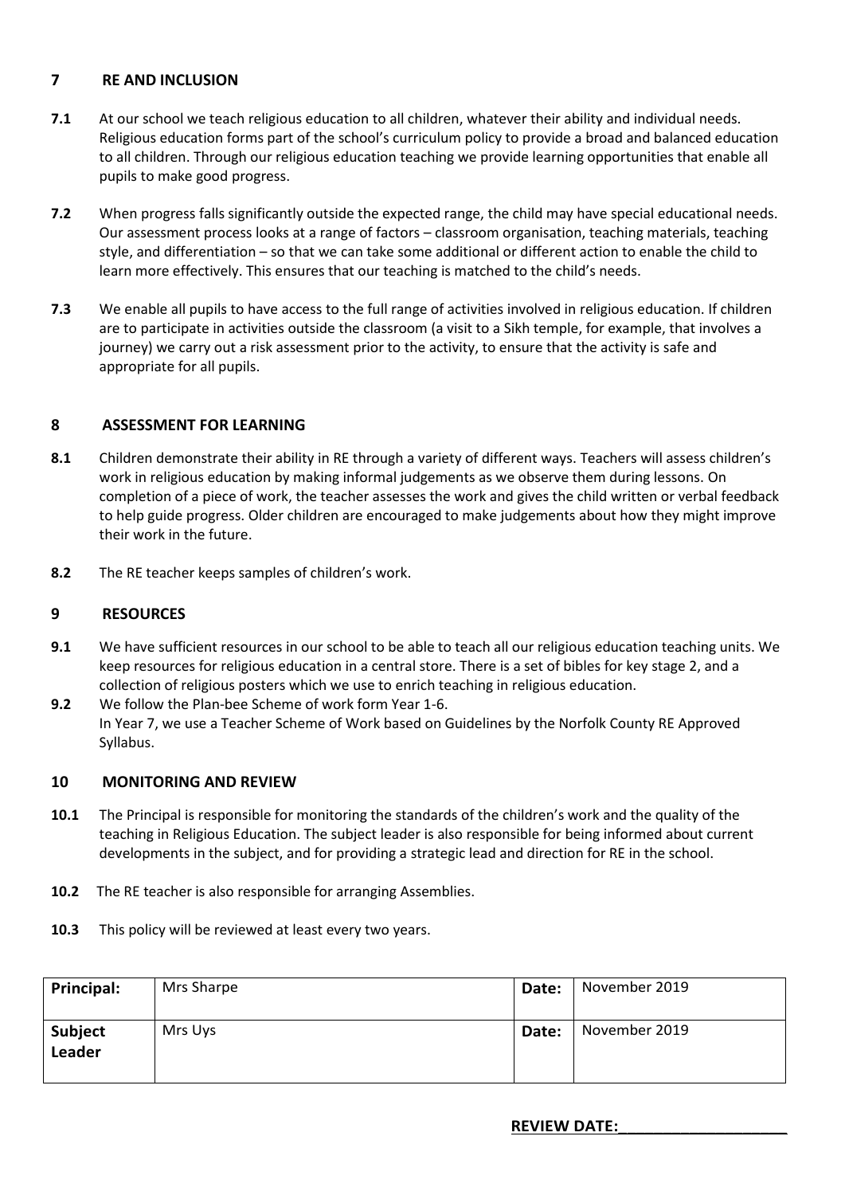## 7 RE AND INCLUSION

**7.1** At our school we teach religious education to all children, whatever their ability and individual needs. Religious education forms part of the school's curriculum policy to provide a broad and balanced education to all children. Through our religious education teaching we provide learning opportunities that enable all pupils to make good progress.

**7.2** When progress falls significantly outside the expected range, the child may have special educational needs. Our assessment process looks at a range of factors – classroom organisation, teaching materials, teaching style, and differentiation – so that we can take some additional or different action to enable the child to learn more effectively. This ensures that our teaching is matched to the child's needs.

**7.3** We enable all pupils to have access to the full range of activities involved in religious education. If children are to participate in activities outside the classroom (a visit to a Sikh temple, for example, that involves a journey) we carry out a risk assessment prior to the activity, to ensure that the activity is safe and appropriate for all pupils.

## 8 ASSESSMENT FOR LEARNING

**8.1** Children demonstrate their ability in RE through a variety of different ways. Teachers will assess children's work in religious education by making informal judgements as we observe them during lessons. On completion of a piece of work, the teacher assesses the work and gives the child written or verbal feedback to help guide progress. Older children are encouraged to make judgements about how they might improve their work in the future.

**8.2** The RE teacher keeps samples of children's work.

## 9 RESOURCES

**9.1** We have sufficient resources in our school to be able to teach all our religious education teaching units. We keep resources for religious education in a central store. There is a set of bibles for key stage 2, and a collection of religious posters which we use to enrich teaching in religious education.

**9.2** We follow the Plan-bee Scheme of work form Year 1-6.
In Year 7, we use a Teacher Scheme of Work based on Guidelines by the Norfolk County RE Approved Syllabus.

## 10 MONITORING AND REVIEW

**10.1** The Principal is responsible for monitoring the standards of the children's work and the quality of the teaching in Religious Education. The subject leader is also responsible for being informed about current developments in the subject, and for providing a strategic lead and direction for RE in the school.

**10.2** The RE teacher is also responsible for arranging Assemblies.

**10.3** This policy will be reviewed at least every two years.

| | | | |
|---|---|---|---|
| **Principal:** | Mrs Sharpe | **Date:** | November 2019 |
| **Subject Leader** | Mrs Uys | **Date:** | November 2019 |

**REVIEW DATE:____________________**